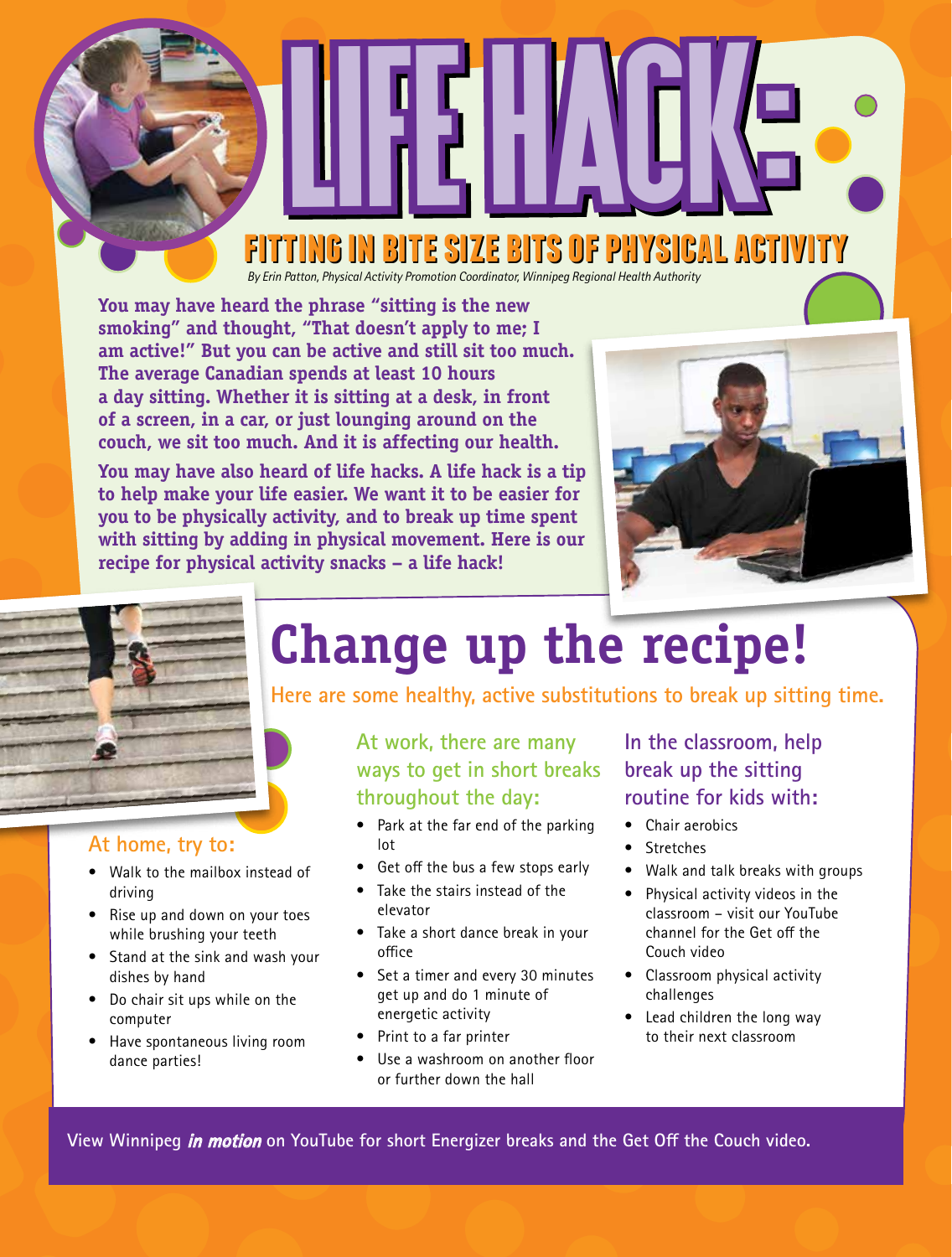# LIFE HACK:

## FITTING IN BITE SIZE BITS OF PHYSICAL ACTIVITY

*By Erin Patton, Physical Activity Promotion Coordinator, Winnipeg Regional Health Authority*

**You may have heard the phrase "sitting is the new smoking" and thought, "That doesn't apply to me; I am active!" But you can be active and still sit too much. The average Canadian spends at least 10 hours a day sitting. Whether it is sitting at a desk, in front of a screen, in a car, or just lounging around on the couch, we sit too much. And it is affecting our health.**

**You may have also heard of life hacks. A life hack is a tip to help make your life easier. We want it to be easier for you to be physically activity, and to break up time spent with sitting by adding in physical movement. Here is our recipe for physical activity snacks – a life hack!**

# Change up the recipe!

Here are some healthy, active substitutions to break up sitting time.

### At home, try to:

- Walk to the mailbox instead of driving
- Rise up and down on your toes while brushing your teeth
- Stand at the sink and wash your dishes by hand
- Do chair sit ups while on the computer
- Have spontaneous living room dance parties!

### At work, there are many ways to get in short breaks throughout the day:

- Park at the far end of the parking lot
- Get off the bus a few stops early
- Take the stairs instead of the elevator
- Take a short dance break in your office
- Set a timer and every 30 minutes get up and do 1 minute of energetic activity
- Print to a far printer
- Use a washroom on another floor or further down the hall

### In the classroom, help break up the sitting routine for kids with:

- Chair aerobics
- Stretches
- Walk and talk breaks with groups
- Physical activity videos in the classroom – visit our YouTube channel for the Get off the Couch video
- Classroom physical activity challenges
- Lead children the long way to their next classroom

View Winnipeg *in motion* on YouTube for short Energizer breaks and the Get Off the Couch video.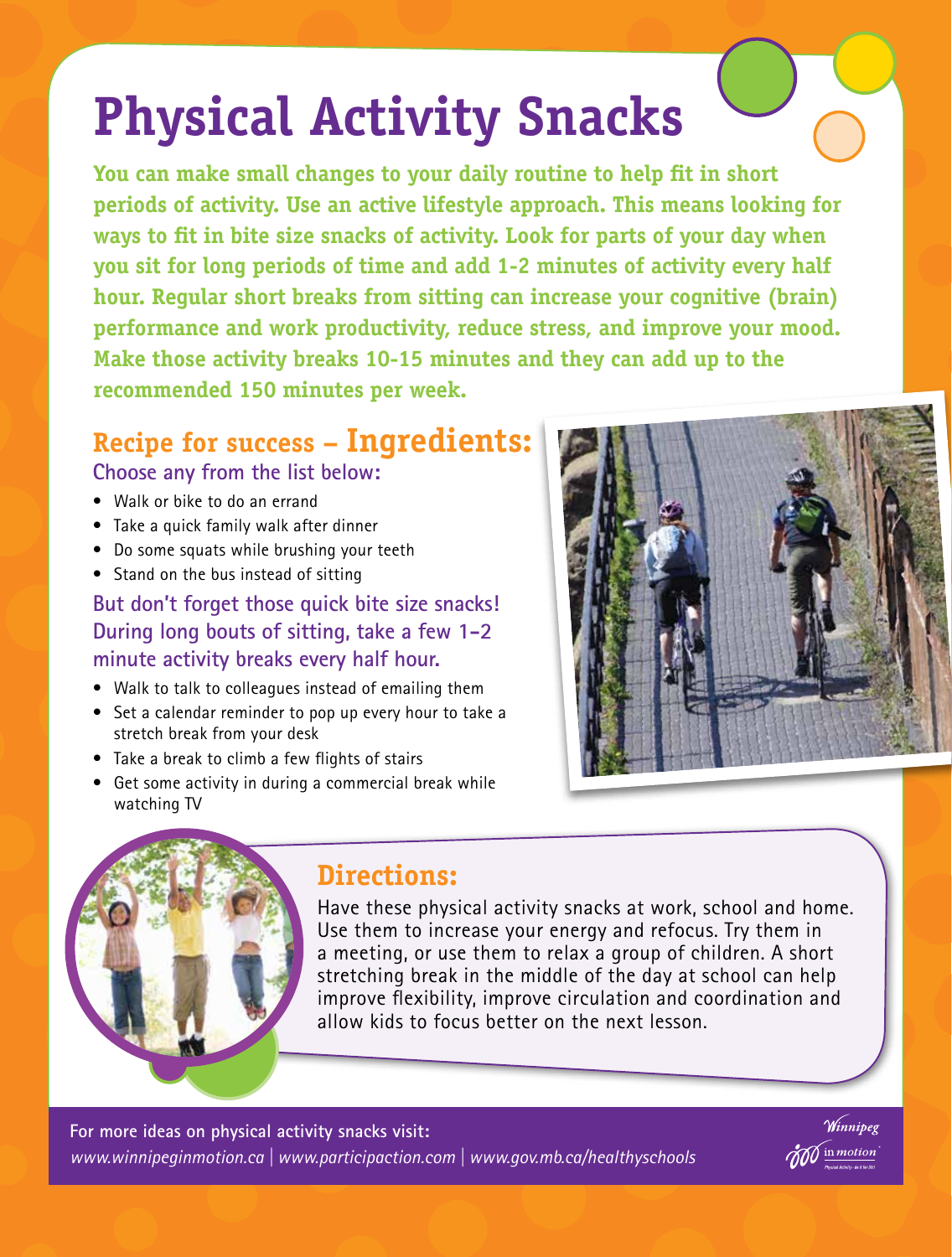# Physical Activity Snacks

**You can make small changes to your daily routine to help fit in short periods of activity. Use an active lifestyle approach. This means looking for ways to fit in bite size snacks of activity. Look for parts of your day when you sit for long periods of time and add 1-2 minutes of activity every half hour. Regular short breaks from sitting can increase your cognitive (brain) performance and work productivity, reduce stress, and improve your mood. Make those activity breaks 10-15 minutes and they can add up to the recommended 150 minutes per week.**

## Recipe for success – Ingredients:

### Choose any from the list below:

- Walk or bike to do an errand
- Take a quick family walk after dinner
- Do some squats while brushing your teeth
- Stand on the bus instead of sitting

### But don't forget those quick bite size snacks! During long bouts of sitting, take a few 1-2 minute activity breaks every half hour.

- Walk to talk to colleagues instead of emailing them
- Set a calendar reminder to pop up every hour to take a stretch break from your desk
- Take a break to climb a few flights of stairs
- Get some activity in during a commercial break while watching TV

## Directions:

Have these physical activity snacks at work, school and home. Use them to increase your energy and refocus. Try them in a meeting, or use them to relax a group of children. A short stretching break in the middle of the day at school can help improve flexibility, improve circulation and coordination and allow kids to focus better on the next lesson.

For more ideas on physical activity snacks visit:
*www.winnipeginmotion.ca | www.participaction.com | www.gov.mb.ca/healthyschools*

Winnipeg in motion